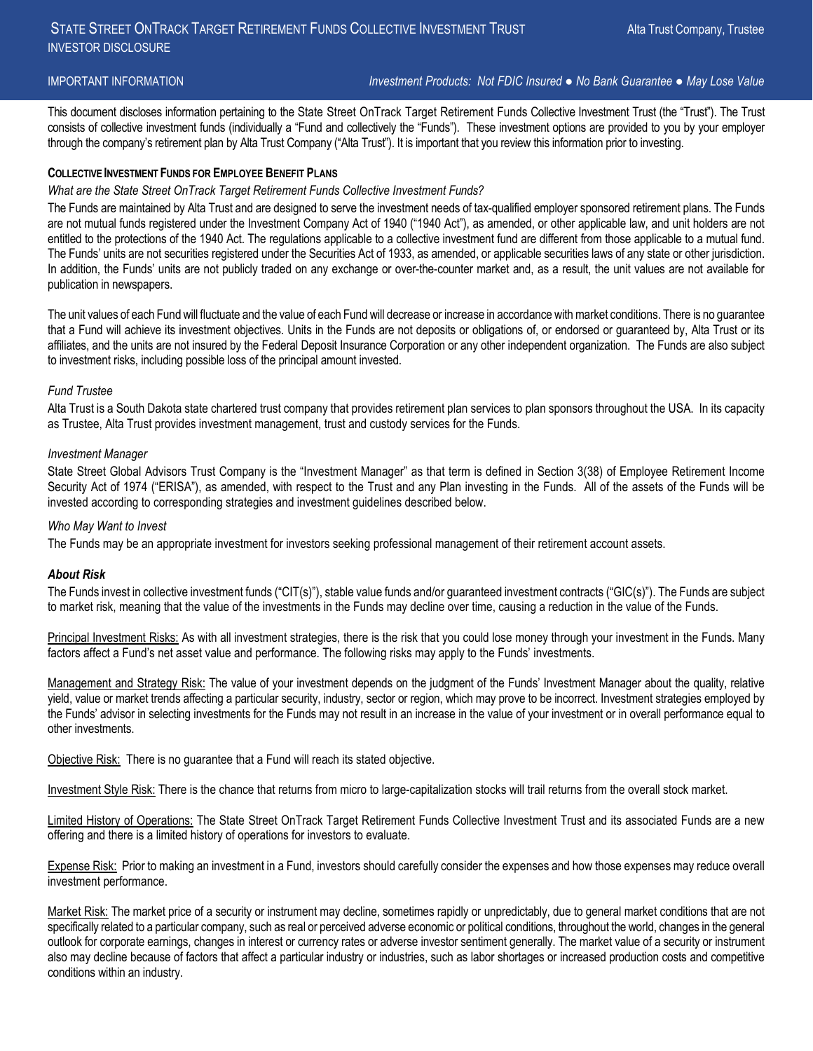# State Street OnTrack Target Retirement Funds Collective Investment Trust

Alta Trust Company, Trustee

INVESTOR DISCLOSURE

IMPORTANT INFORMATION *Investment Products: Not FDIC Insured ● No Bank Guarantee ● May Lose Value*

This document discloses information pertaining to the State Street OnTrack Target Retirement Funds Collective Investment Trust (the "Trust"). The Trust consists of collective investment funds (individually a "Fund and collectively the "Funds"). These investment options are provided to you by your employer through the company's retirement plan by Alta Trust Company ("Alta Trust"). It is important that you review this information prior to investing.

## Collective Investment Funds for Employee Benefit Plans

*What are the State Street OnTrack Target Retirement Funds Collective Investment Funds?*

The Funds are maintained by Alta Trust and are designed to serve the investment needs of tax-qualified employer sponsored retirement plans. The Funds are not mutual funds registered under the Investment Company Act of 1940 ("1940 Act"), as amended, or other applicable law, and unit holders are not entitled to the protections of the 1940 Act. The regulations applicable to a collective investment fund are different from those applicable to a mutual fund. The Funds' units are not securities registered under the Securities Act of 1933, as amended, or applicable securities laws of any state or other jurisdiction. In addition, the Funds' units are not publicly traded on any exchange or over-the-counter market and, as a result, the unit values are not available for publication in newspapers.

The unit values of each Fund will fluctuate and the value of each Fund will decrease or increase in accordance with market conditions. There is no guarantee that a Fund will achieve its investment objectives. Units in the Funds are not deposits or obligations of, or endorsed or guaranteed by, Alta Trust or its affiliates, and the units are not insured by the Federal Deposit Insurance Corporation or any other independent organization. The Funds are also subject to investment risks, including possible loss of the principal amount invested.

*Fund Trustee*

Alta Trust is a South Dakota state chartered trust company that provides retirement plan services to plan sponsors throughout the USA. In its capacity as Trustee, Alta Trust provides investment management, trust and custody services for the Funds.

*Investment Manager*

State Street Global Advisors Trust Company is the "Investment Manager" as that term is defined in Section 3(38) of Employee Retirement Income Security Act of 1974 ("ERISA"), as amended, with respect to the Trust and any Plan investing in the Funds. All of the assets of the Funds will be invested according to corresponding strategies and investment guidelines described below.

*Who May Want to Invest*

The Funds may be an appropriate investment for investors seeking professional management of their retirement account assets.

***About Risk***

The Funds invest in collective investment funds ("CIT(s)"), stable value funds and/or guaranteed investment contracts ("GIC(s)"). The Funds are subject to market risk, meaning that the value of the investments in the Funds may decline over time, causing a reduction in the value of the Funds.

Principal Investment Risks: As with all investment strategies, there is the risk that you could lose money through your investment in the Funds. Many factors affect a Fund's net asset value and performance. The following risks may apply to the Funds' investments.

Management and Strategy Risk: The value of your investment depends on the judgment of the Funds' Investment Manager about the quality, relative yield, value or market trends affecting a particular security, industry, sector or region, which may prove to be incorrect. Investment strategies employed by the Funds' advisor in selecting investments for the Funds may not result in an increase in the value of your investment or in overall performance equal to other investments.

Objective Risk: There is no guarantee that a Fund will reach its stated objective.

Investment Style Risk: There is the chance that returns from micro to large-capitalization stocks will trail returns from the overall stock market.

Limited History of Operations: The State Street OnTrack Target Retirement Funds Collective Investment Trust and its associated Funds are a new offering and there is a limited history of operations for investors to evaluate.

Expense Risk: Prior to making an investment in a Fund, investors should carefully consider the expenses and how those expenses may reduce overall investment performance.

Market Risk: The market price of a security or instrument may decline, sometimes rapidly or unpredictably, due to general market conditions that are not specifically related to a particular company, such as real or perceived adverse economic or political conditions, throughout the world, changes in the general outlook for corporate earnings, changes in interest or currency rates or adverse investor sentiment generally. The market value of a security or instrument also may decline because of factors that affect a particular industry or industries, such as labor shortages or increased production costs and competitive conditions within an industry.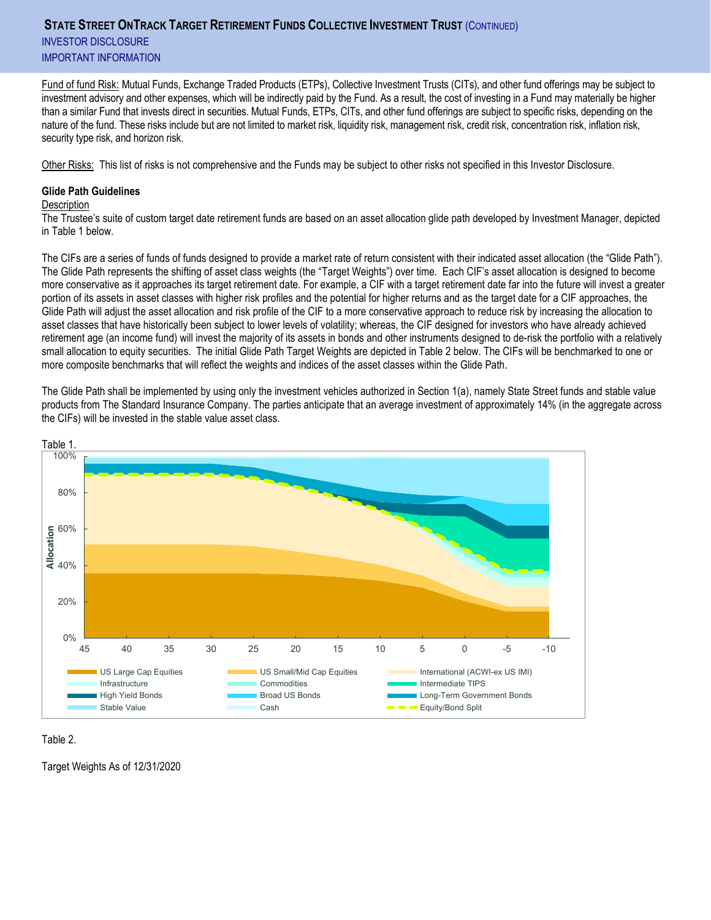Fund of fund Risk: Mutual Funds, Exchange Traded Products (ETPs), Collective Investment Trusts (CITs), and other fund offerings may be subject to investment advisory and other expenses, which will be indirectly paid by the Fund. As a result, the cost of investing in a Fund may materially be higher than a similar Fund that invests direct in securities. Mutual Funds, ETPs, CITs, and other fund offerings are subject to specific risks, depending on the nature of the fund. These risks include but are not limited to market risk, liquidity risk, management risk, credit risk, concentration risk, inflation risk, security type risk, and horizon risk.

Other Risks: This list of risks is not comprehensive and the Funds may be subject to other risks not specified in this Investor Disclosure.

**Glide Path Guidelines**

Description

The Trustee's suite of custom target date retirement funds are based on an asset allocation glide path developed by Investment Manager, depicted in Table 1 below.

The CIFs are a series of funds of funds designed to provide a market rate of return consistent with their indicated asset allocation (the "Glide Path"). The Glide Path represents the shifting of asset class weights (the "Target Weights") over time. Each CIF's asset allocation is designed to become more conservative as it approaches its target retirement date. For example, a CIF with a target retirement date far into the future will invest a greater portion of its assets in asset classes with higher risk profiles and the potential for higher returns and as the target date for a CIF approaches, the Glide Path will adjust the asset allocation and risk profile of the CIF to a more conservative approach to reduce risk by increasing the allocation to asset classes that have historically been subject to lower levels of volatility; whereas, the CIF designed for investors who have already achieved retirement age (an income fund) will invest the majority of its assets in bonds and other instruments designed to de-risk the portfolio with a relatively small allocation to equity securities. The initial Glide Path Target Weights are depicted in Table 2 below. The CIFs will be benchmarked to one or more composite benchmarks that will reflect the weights and indices of the asset classes within the Glide Path.

The Glide Path shall be implemented by using only the investment vehicles authorized in Section 1(a), namely State Street funds and stable value products from The Standard Insurance Company. The parties anticipate that an average investment of approximately 14% (in the aggregate across the CIFs) will be invested in the stable value asset class.

Table 1.

Table 2.

Target Weights As of 12/31/2020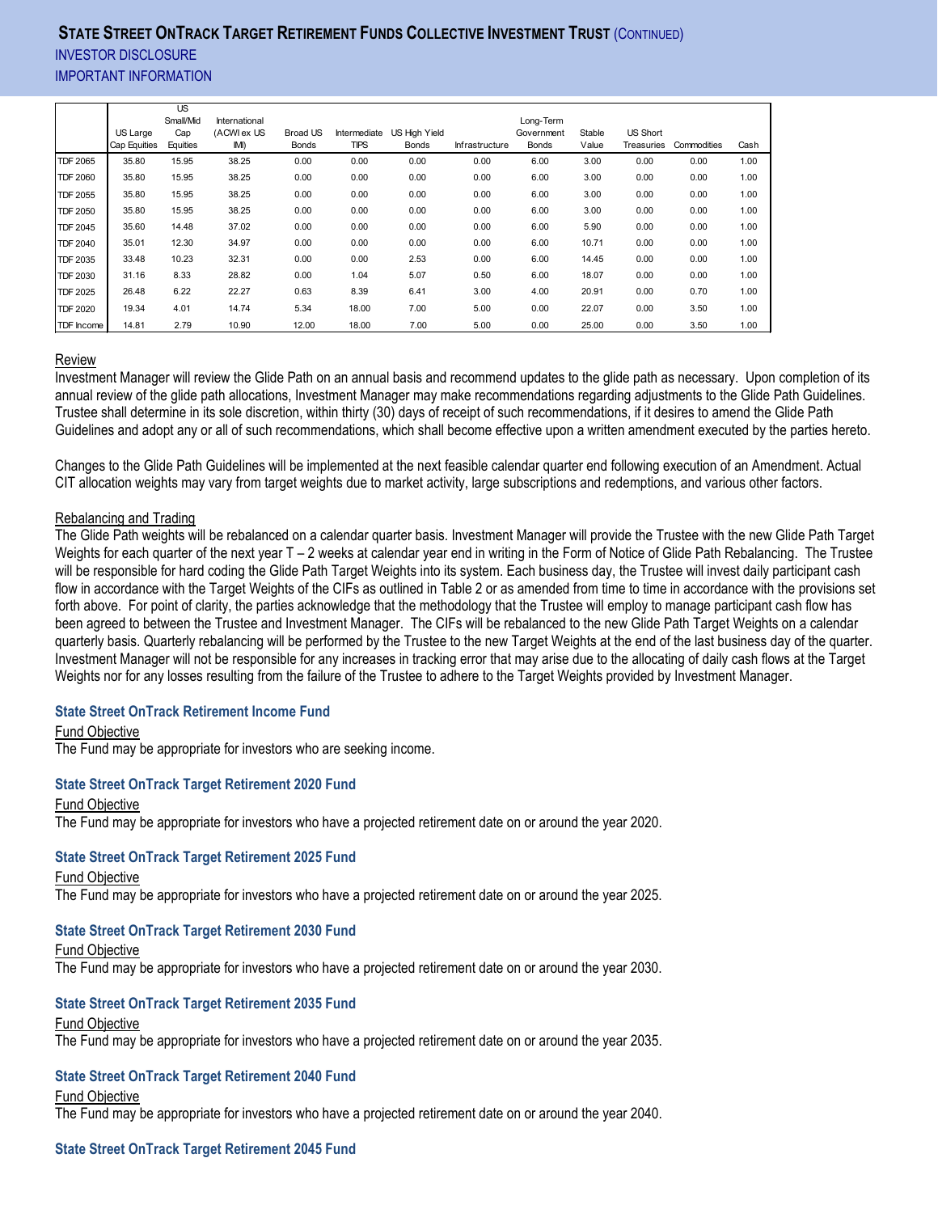| | US Large Cap Equities | US Small/Mid Cap Equities | International (ACWI ex US IMI) | Broad US Bonds | Intermediate TIPS | US High Yield Bonds | Infrastructure | Long-Term Government Bonds | Stable Value | US Short Treasuries | Commodities | Cash |
|---|---|---|---|---|---|---|---|---|---|---|---|---|
| TDF 2065 | 35.80 | 15.95 | 38.25 | 0.00 | 0.00 | 0.00 | 0.00 | 6.00 | 3.00 | 0.00 | 0.00 | 1.00 |
| TDF 2060 | 35.80 | 15.95 | 38.25 | 0.00 | 0.00 | 0.00 | 0.00 | 6.00 | 3.00 | 0.00 | 0.00 | 1.00 |
| TDF 2055 | 35.80 | 15.95 | 38.25 | 0.00 | 0.00 | 0.00 | 0.00 | 6.00 | 3.00 | 0.00 | 0.00 | 1.00 |
| TDF 2050 | 35.80 | 15.95 | 38.25 | 0.00 | 0.00 | 0.00 | 0.00 | 6.00 | 3.00 | 0.00 | 0.00 | 1.00 |
| TDF 2045 | 35.60 | 14.48 | 37.02 | 0.00 | 0.00 | 0.00 | 0.00 | 6.00 | 5.90 | 0.00 | 0.00 | 1.00 |
| TDF 2040 | 35.01 | 12.30 | 34.97 | 0.00 | 0.00 | 0.00 | 0.00 | 6.00 | 10.71 | 0.00 | 0.00 | 1.00 |
| TDF 2035 | 33.48 | 10.23 | 32.31 | 0.00 | 0.00 | 2.53 | 0.00 | 6.00 | 14.45 | 0.00 | 0.00 | 1.00 |
| TDF 2030 | 31.16 | 8.33 | 28.82 | 0.00 | 1.04 | 5.07 | 0.50 | 6.00 | 18.07 | 0.00 | 0.00 | 1.00 |
| TDF 2025 | 26.48 | 6.22 | 22.27 | 0.63 | 8.39 | 6.41 | 3.00 | 4.00 | 20.91 | 0.00 | 0.70 | 1.00 |
| TDF 2020 | 19.34 | 4.01 | 14.74 | 5.34 | 18.00 | 7.00 | 5.00 | 0.00 | 22.07 | 0.00 | 3.50 | 1.00 |
| TDF Income | 14.81 | 2.79 | 10.90 | 12.00 | 18.00 | 7.00 | 5.00 | 0.00 | 25.00 | 0.00 | 3.50 | 1.00 |

Review

Investment Manager will review the Glide Path on an annual basis and recommend updates to the glide path as necessary. Upon completion of its annual review of the glide path allocations, Investment Manager may make recommendations regarding adjustments to the Glide Path Guidelines. Trustee shall determine in its sole discretion, within thirty (30) days of receipt of such recommendations, if it desires to amend the Glide Path Guidelines and adopt any or all of such recommendations, which shall become effective upon a written amendment executed by the parties hereto.

Changes to the Glide Path Guidelines will be implemented at the next feasible calendar quarter end following execution of an Amendment. Actual CIT allocation weights may vary from target weights due to market activity, large subscriptions and redemptions, and various other factors.

Rebalancing and Trading

The Glide Path weights will be rebalanced on a calendar quarter basis. Investment Manager will provide the Trustee with the new Glide Path Target Weights for each quarter of the next year T – 2 weeks at calendar year end in writing in the Form of Notice of Glide Path Rebalancing. The Trustee will be responsible for hard coding the Glide Path Target Weights into its system. Each business day, the Trustee will invest daily participant cash flow in accordance with the Target Weights of the CIFs as outlined in Table 2 or as amended from time to time in accordance with the provisions set forth above. For point of clarity, the parties acknowledge that the methodology that the Trustee will employ to manage participant cash flow has been agreed to between the Trustee and Investment Manager. The CIFs will be rebalanced to the new Glide Path Target Weights on a calendar quarterly basis. Quarterly rebalancing will be performed by the Trustee to the new Target Weights at the end of the last business day of the quarter. Investment Manager will not be responsible for any increases in tracking error that may arise due to the allocating of daily cash flows at the Target Weights nor for any losses resulting from the failure of the Trustee to adhere to the Target Weights provided by Investment Manager.

### State Street OnTrack Retirement Income Fund

Fund Objective

The Fund may be appropriate for investors who are seeking income.

### State Street OnTrack Target Retirement 2020 Fund

Fund Objective

The Fund may be appropriate for investors who have a projected retirement date on or around the year 2020.

### State Street OnTrack Target Retirement 2025 Fund

Fund Objective

The Fund may be appropriate for investors who have a projected retirement date on or around the year 2025.

### State Street OnTrack Target Retirement 2030 Fund

Fund Objective

The Fund may be appropriate for investors who have a projected retirement date on or around the year 2030.

### State Street OnTrack Target Retirement 2035 Fund

Fund Objective

The Fund may be appropriate for investors who have a projected retirement date on or around the year 2035.

### State Street OnTrack Target Retirement 2040 Fund

Fund Objective

The Fund may be appropriate for investors who have a projected retirement date on or around the year 2040.

### State Street OnTrack Target Retirement 2045 Fund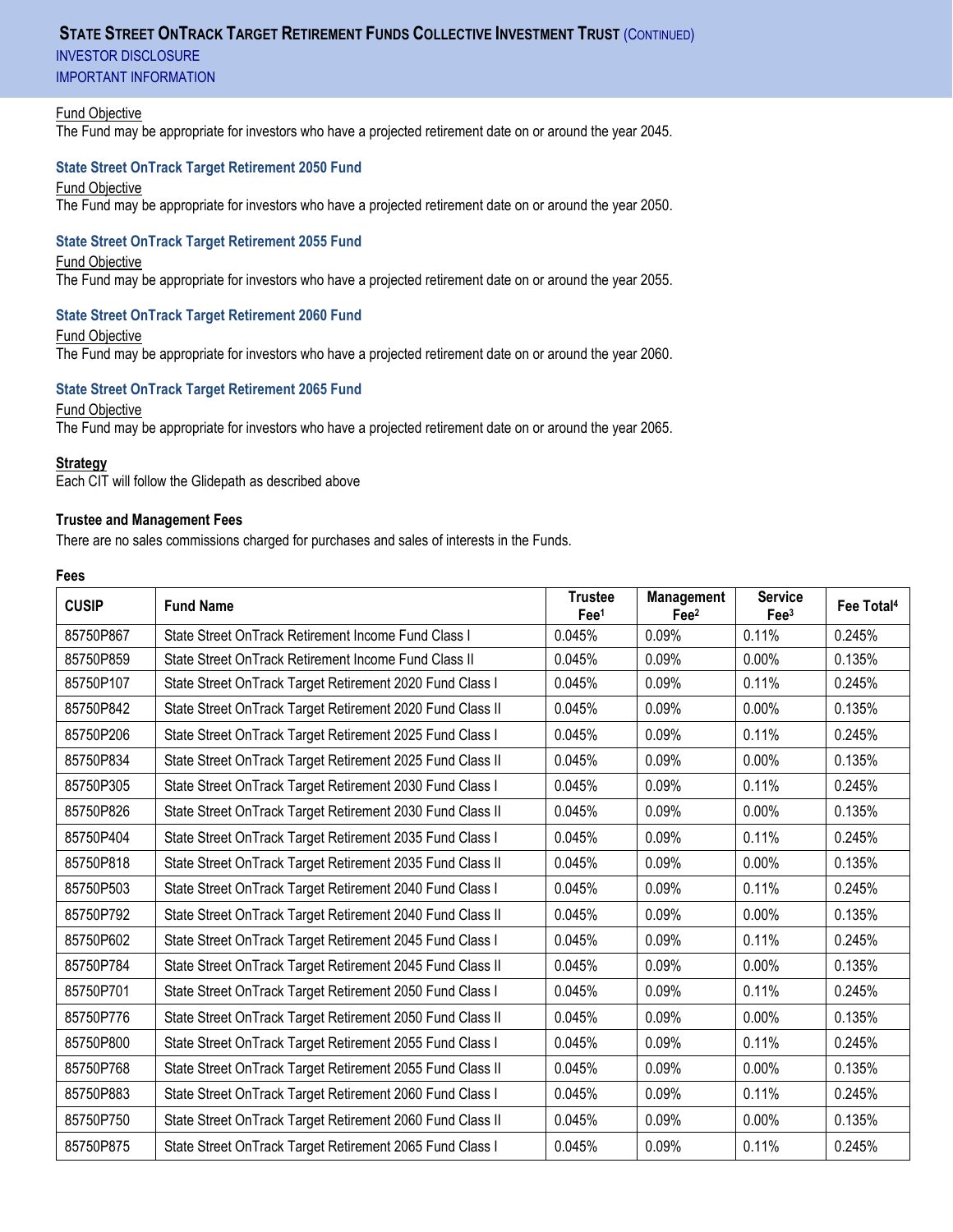Fund Objective

The Fund may be appropriate for investors who have a projected retirement date on or around the year 2045.

### State Street OnTrack Target Retirement 2050 Fund

Fund Objective

The Fund may be appropriate for investors who have a projected retirement date on or around the year 2050.

### State Street OnTrack Target Retirement 2055 Fund

Fund Objective

The Fund may be appropriate for investors who have a projected retirement date on or around the year 2055.

### State Street OnTrack Target Retirement 2060 Fund

Fund Objective

The Fund may be appropriate for investors who have a projected retirement date on or around the year 2060.

### State Street OnTrack Target Retirement 2065 Fund

Fund Objective

The Fund may be appropriate for investors who have a projected retirement date on or around the year 2065.

**Strategy**

Each CIT will follow the Glidepath as described above

**Trustee and Management Fees**

There are no sales commissions charged for purchases and sales of interests in the Funds.

**Fees**

| CUSIP | Fund Name | Trustee Fee[1] | Management Fee[2] | Service Fee[3] | Fee Total[4] |
|---|---|---|---|---|---|
| 85750P867 | State Street OnTrack Retirement Income Fund Class I | 0.045% | 0.09% | 0.11% | 0.245% |
| 85750P859 | State Street OnTrack Retirement Income Fund Class II | 0.045% | 0.09% | 0.00% | 0.135% |
| 85750P107 | State Street OnTrack Target Retirement 2020 Fund Class I | 0.045% | 0.09% | 0.11% | 0.245% |
| 85750P842 | State Street OnTrack Target Retirement 2020 Fund Class II | 0.045% | 0.09% | 0.00% | 0.135% |
| 85750P206 | State Street OnTrack Target Retirement 2025 Fund Class I | 0.045% | 0.09% | 0.11% | 0.245% |
| 85750P834 | State Street OnTrack Target Retirement 2025 Fund Class II | 0.045% | 0.09% | 0.00% | 0.135% |
| 85750P305 | State Street OnTrack Target Retirement 2030 Fund Class I | 0.045% | 0.09% | 0.11% | 0.245% |
| 85750P826 | State Street OnTrack Target Retirement 2030 Fund Class II | 0.045% | 0.09% | 0.00% | 0.135% |
| 85750P404 | State Street OnTrack Target Retirement 2035 Fund Class I | 0.045% | 0.09% | 0.11% | 0.245% |
| 85750P818 | State Street OnTrack Target Retirement 2035 Fund Class II | 0.045% | 0.09% | 0.00% | 0.135% |
| 85750P503 | State Street OnTrack Target Retirement 2040 Fund Class I | 0.045% | 0.09% | 0.11% | 0.245% |
| 85750P792 | State Street OnTrack Target Retirement 2040 Fund Class II | 0.045% | 0.09% | 0.00% | 0.135% |
| 85750P602 | State Street OnTrack Target Retirement 2045 Fund Class I | 0.045% | 0.09% | 0.11% | 0.245% |
| 85750P784 | State Street OnTrack Target Retirement 2045 Fund Class II | 0.045% | 0.09% | 0.00% | 0.135% |
| 85750P701 | State Street OnTrack Target Retirement 2050 Fund Class I | 0.045% | 0.09% | 0.11% | 0.245% |
| 85750P776 | State Street OnTrack Target Retirement 2050 Fund Class II | 0.045% | 0.09% | 0.00% | 0.135% |
| 85750P800 | State Street OnTrack Target Retirement 2055 Fund Class I | 0.045% | 0.09% | 0.11% | 0.245% |
| 85750P768 | State Street OnTrack Target Retirement 2055 Fund Class II | 0.045% | 0.09% | 0.00% | 0.135% |
| 85750P883 | State Street OnTrack Target Retirement 2060 Fund Class I | 0.045% | 0.09% | 0.11% | 0.245% |
| 85750P750 | State Street OnTrack Target Retirement 2060 Fund Class II | 0.045% | 0.09% | 0.00% | 0.135% |
| 85750P875 | State Street OnTrack Target Retirement 2065 Fund Class I | 0.045% | 0.09% | 0.11% | 0.245% |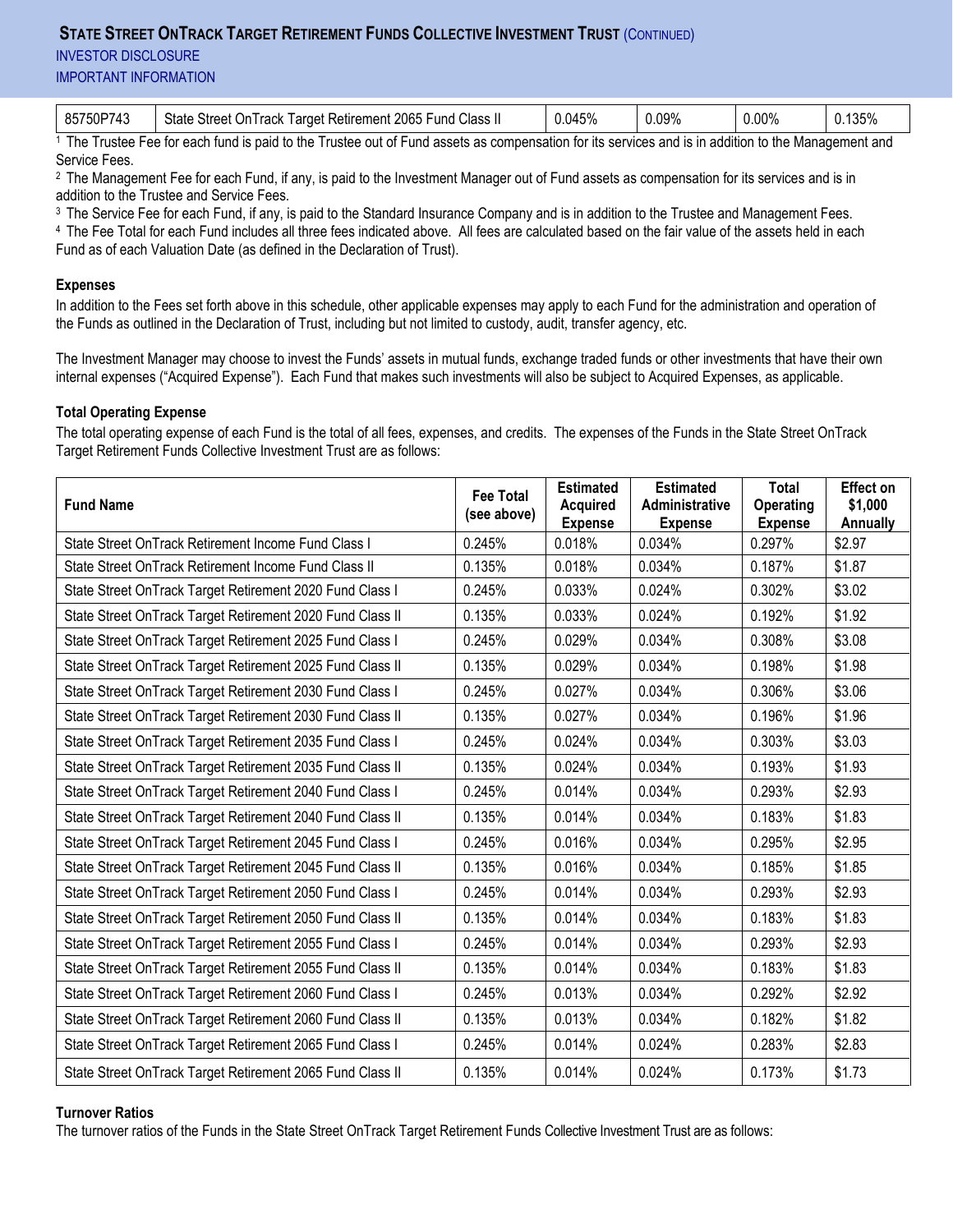| 85750P743 | State Street OnTrack Target Retirement 2065 Fund Class II | 0.045% | 0.09% | 0.00% | 0.135% |
|---|---|---|---|---|---|

[1] The Trustee Fee for each fund is paid to the Trustee out of Fund assets as compensation for its services and is in addition to the Management and Service Fees.

[2] The Management Fee for each Fund, if any, is paid to the Investment Manager out of Fund assets as compensation for its services and is in addition to the Trustee and Service Fees.

[3] The Service Fee for each Fund, if any, is paid to the Standard Insurance Company and is in addition to the Trustee and Management Fees.

[4] The Fee Total for each Fund includes all three fees indicated above. All fees are calculated based on the fair value of the assets held in each Fund as of each Valuation Date (as defined in the Declaration of Trust).

**Expenses**

In addition to the Fees set forth above in this schedule, other applicable expenses may apply to each Fund for the administration and operation of the Funds as outlined in the Declaration of Trust, including but not limited to custody, audit, transfer agency, etc.

The Investment Manager may choose to invest the Funds' assets in mutual funds, exchange traded funds or other investments that have their own internal expenses ("Acquired Expense"). Each Fund that makes such investments will also be subject to Acquired Expenses, as applicable.

**Total Operating Expense**

The total operating expense of each Fund is the total of all fees, expenses, and credits. The expenses of the Funds in the State Street OnTrack Target Retirement Funds Collective Investment Trust are as follows:

| Fund Name | Fee Total (see above) | Estimated Acquired Expense | Estimated Administrative Expense | Total Operating Expense | Effect on $1,000 Annually |
|---|---|---|---|---|---|
| State Street OnTrack Retirement Income Fund Class I | 0.245% | 0.018% | 0.034% | 0.297% | $2.97 |
| State Street OnTrack Retirement Income Fund Class II | 0.135% | 0.018% | 0.034% | 0.187% | $1.87 |
| State Street OnTrack Target Retirement 2020 Fund Class I | 0.245% | 0.033% | 0.024% | 0.302% | $3.02 |
| State Street OnTrack Target Retirement 2020 Fund Class II | 0.135% | 0.033% | 0.024% | 0.192% | $1.92 |
| State Street OnTrack Target Retirement 2025 Fund Class I | 0.245% | 0.029% | 0.034% | 0.308% | $3.08 |
| State Street OnTrack Target Retirement 2025 Fund Class II | 0.135% | 0.029% | 0.034% | 0.198% | $1.98 |
| State Street OnTrack Target Retirement 2030 Fund Class I | 0.245% | 0.027% | 0.034% | 0.306% | $3.06 |
| State Street OnTrack Target Retirement 2030 Fund Class II | 0.135% | 0.027% | 0.034% | 0.196% | $1.96 |
| State Street OnTrack Target Retirement 2035 Fund Class I | 0.245% | 0.024% | 0.034% | 0.303% | $3.03 |
| State Street OnTrack Target Retirement 2035 Fund Class II | 0.135% | 0.024% | 0.034% | 0.193% | $1.93 |
| State Street OnTrack Target Retirement 2040 Fund Class I | 0.245% | 0.014% | 0.034% | 0.293% | $2.93 |
| State Street OnTrack Target Retirement 2040 Fund Class II | 0.135% | 0.014% | 0.034% | 0.183% | $1.83 |
| State Street OnTrack Target Retirement 2045 Fund Class I | 0.245% | 0.016% | 0.034% | 0.295% | $2.95 |
| State Street OnTrack Target Retirement 2045 Fund Class II | 0.135% | 0.016% | 0.034% | 0.185% | $1.85 |
| State Street OnTrack Target Retirement 2050 Fund Class I | 0.245% | 0.014% | 0.034% | 0.293% | $2.93 |
| State Street OnTrack Target Retirement 2050 Fund Class II | 0.135% | 0.014% | 0.034% | 0.183% | $1.83 |
| State Street OnTrack Target Retirement 2055 Fund Class I | 0.245% | 0.014% | 0.034% | 0.293% | $2.93 |
| State Street OnTrack Target Retirement 2055 Fund Class II | 0.135% | 0.014% | 0.034% | 0.183% | $1.83 |
| State Street OnTrack Target Retirement 2060 Fund Class I | 0.245% | 0.013% | 0.034% | 0.292% | $2.92 |
| State Street OnTrack Target Retirement 2060 Fund Class II | 0.135% | 0.013% | 0.034% | 0.182% | $1.82 |
| State Street OnTrack Target Retirement 2065 Fund Class I | 0.245% | 0.014% | 0.024% | 0.283% | $2.83 |
| State Street OnTrack Target Retirement 2065 Fund Class II | 0.135% | 0.014% | 0.024% | 0.173% | $1.73 |

**Turnover Ratios**

The turnover ratios of the Funds in the State Street OnTrack Target Retirement Funds Collective Investment Trust are as follows: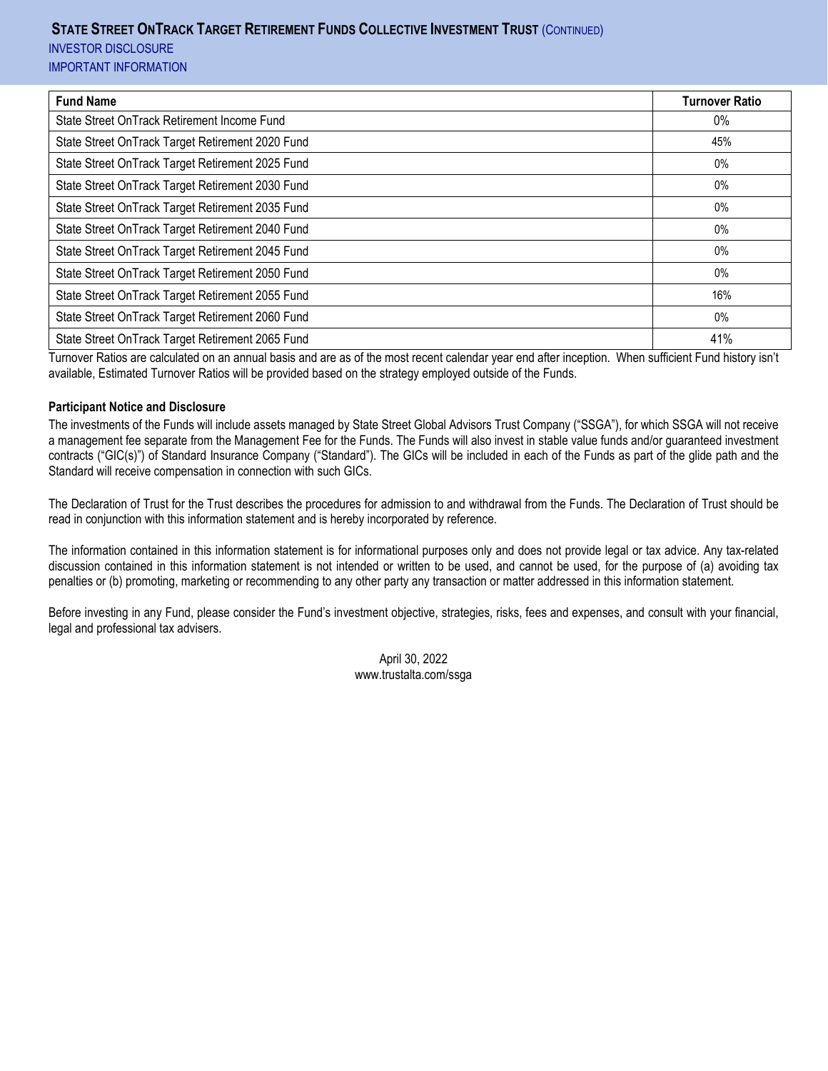| Fund Name | Turnover Ratio |
| --- | --- |
| State Street OnTrack Retirement Income Fund | 0% |
| State Street OnTrack Target Retirement 2020 Fund | 45% |
| State Street OnTrack Target Retirement 2025 Fund | 0% |
| State Street OnTrack Target Retirement 2030 Fund | 0% |
| State Street OnTrack Target Retirement 2035 Fund | 0% |
| State Street OnTrack Target Retirement 2040 Fund | 0% |
| State Street OnTrack Target Retirement 2045 Fund | 0% |
| State Street OnTrack Target Retirement 2050 Fund | 0% |
| State Street OnTrack Target Retirement 2055 Fund | 16% |
| State Street OnTrack Target Retirement 2060 Fund | 0% |
| State Street OnTrack Target Retirement 2065 Fund | 41% |

Turnover Ratios are calculated on an annual basis and are as of the most recent calendar year end after inception. When sufficient Fund history isn't available, Estimated Turnover Ratios will be provided based on the strategy employed outside of the Funds.

**Participant Notice and Disclosure**

The investments of the Funds will include assets managed by State Street Global Advisors Trust Company ("SSGA"), for which SSGA will not receive a management fee separate from the Management Fee for the Funds. The Funds will also invest in stable value funds and/or guaranteed investment contracts ("GIC(s)") of Standard Insurance Company ("Standard"). The GICs will be included in each of the Funds as part of the glide path and the Standard will receive compensation in connection with such GICs.

The Declaration of Trust for the Trust describes the procedures for admission to and withdrawal from the Funds. The Declaration of Trust should be read in conjunction with this information statement and is hereby incorporated by reference.

The information contained in this information statement is for informational purposes only and does not provide legal or tax advice. Any tax-related discussion contained in this information statement is not intended or written to be used, and cannot be used, for the purpose of (a) avoiding tax penalties or (b) promoting, marketing or recommending to any other party any transaction or matter addressed in this information statement.

Before investing in any Fund, please consider the Fund's investment objective, strategies, risks, fees and expenses, and consult with your financial, legal and professional tax advisers.

April 30, 2022
www.trustalta.com/ssga